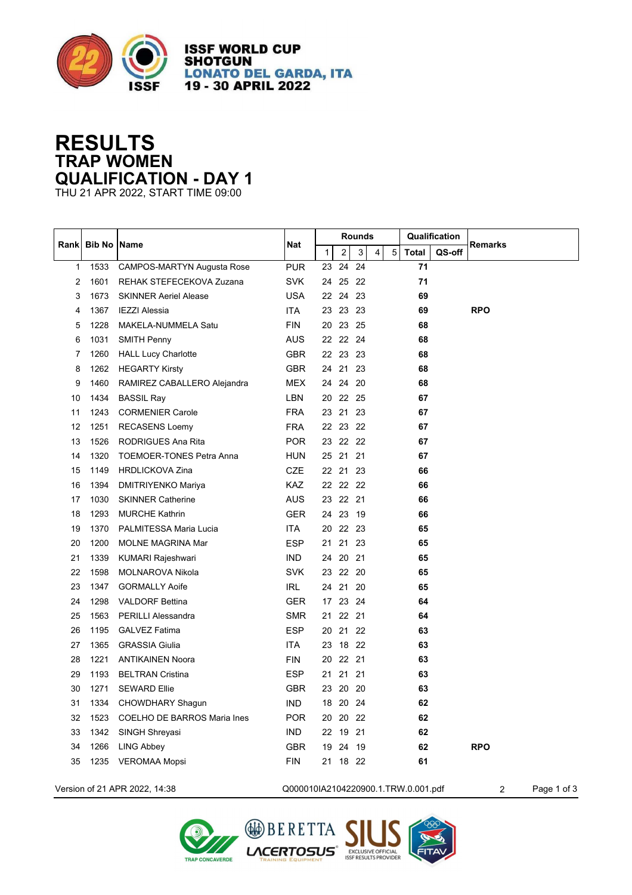ISSF WORLD CUP
SHOTGUN
LONATO DEL GARDA, ITA
19 - 30 APRIL 2022

# RESULTS
## TRAP WOMEN
## QUALIFICATION - DAY 1

THU 21 APR 2022, START TIME 09:00

| Rank | Bib No | Name | Nat | Rounds | | | | | Qualification | | Remarks |
|---|---|---|---|---|---|---|---|---|---|---|---|
| | | | | 1 | 2 | 3 | 4 | 5 | Total | QS-off | |
| 1 | 1533 | CAMPOS-MARTYN Augusta Rose | PUR | 23 | 24 | 24 | | | 71 | | |
| 2 | 1601 | REHAK STEFECEKOVA Zuzana | SVK | 24 | 25 | 22 | | | 71 | | |
| 3 | 1673 | SKINNER Aeriel Alease | USA | 22 | 24 | 23 | | | 69 | | |
| 4 | 1367 | IEZZI Alessia | ITA | 23 | 23 | 23 | | | 69 | | RPO |
| 5 | 1228 | MAKELA-NUMMELA Satu | FIN | 20 | 23 | 25 | | | 68 | | |
| 6 | 1031 | SMITH Penny | AUS | 22 | 22 | 24 | | | 68 | | |
| 7 | 1260 | HALL Lucy Charlotte | GBR | 22 | 23 | 23 | | | 68 | | |
| 8 | 1262 | HEGARTY Kirsty | GBR | 24 | 21 | 23 | | | 68 | | |
| 9 | 1460 | RAMIREZ CABALLERO Alejandra | MEX | 24 | 24 | 20 | | | 68 | | |
| 10 | 1434 | BASSIL Ray | LBN | 20 | 22 | 25 | | | 67 | | |
| 11 | 1243 | CORMENIER Carole | FRA | 23 | 21 | 23 | | | 67 | | |
| 12 | 1251 | RECASENS Loemy | FRA | 22 | 23 | 22 | | | 67 | | |
| 13 | 1526 | RODRIGUES Ana Rita | POR | 23 | 22 | 22 | | | 67 | | |
| 14 | 1320 | TOEMOER-TONES Petra Anna | HUN | 25 | 21 | 21 | | | 67 | | |
| 15 | 1149 | HRDLICKOVA Zina | CZE | 22 | 21 | 23 | | | 66 | | |
| 16 | 1394 | DMITRIYENKO Mariya | KAZ | 22 | 22 | 22 | | | 66 | | |
| 17 | 1030 | SKINNER Catherine | AUS | 23 | 22 | 21 | | | 66 | | |
| 18 | 1293 | MURCHE Kathrin | GER | 24 | 23 | 19 | | | 66 | | |
| 19 | 1370 | PALMITESSA Maria Lucia | ITA | 20 | 22 | 23 | | | 65 | | |
| 20 | 1200 | MOLNE MAGRINA Mar | ESP | 21 | 21 | 23 | | | 65 | | |
| 21 | 1339 | KUMARI Rajeshwari | IND | 24 | 20 | 21 | | | 65 | | |
| 22 | 1598 | MOLNAROVA Nikola | SVK | 23 | 22 | 20 | | | 65 | | |
| 23 | 1347 | GORMALLY Aoife | IRL | 24 | 21 | 20 | | | 65 | | |
| 24 | 1298 | VALDORF Bettina | GER | 17 | 23 | 24 | | | 64 | | |
| 25 | 1563 | PERILLI Alessandra | SMR | 21 | 22 | 21 | | | 64 | | |
| 26 | 1195 | GALVEZ Fatima | ESP | 20 | 21 | 22 | | | 63 | | |
| 27 | 1365 | GRASSIA Giulia | ITA | 23 | 18 | 22 | | | 63 | | |
| 28 | 1221 | ANTIKAINEN Noora | FIN | 20 | 22 | 21 | | | 63 | | |
| 29 | 1193 | BELTRAN Cristina | ESP | 21 | 21 | 21 | | | 63 | | |
| 30 | 1271 | SEWARD Ellie | GBR | 23 | 20 | 20 | | | 63 | | |
| 31 | 1334 | CHOWDHARY Shagun | IND | 18 | 20 | 24 | | | 62 | | |
| 32 | 1523 | COELHO DE BARROS Maria Ines | POR | 20 | 20 | 22 | | | 62 | | |
| 33 | 1342 | SINGH Shreyasi | IND | 22 | 19 | 21 | | | 62 | | |
| 34 | 1266 | LING Abbey | GBR | 19 | 24 | 19 | | | 62 | | RPO |
| 35 | 1235 | VEROMAA Mopsi | FIN | 21 | 18 | 22 | | | 61 | | |

Version of 21 APR 2022, 14:38 Q000010IA2104220900.1.TRW.0.001.pdf 2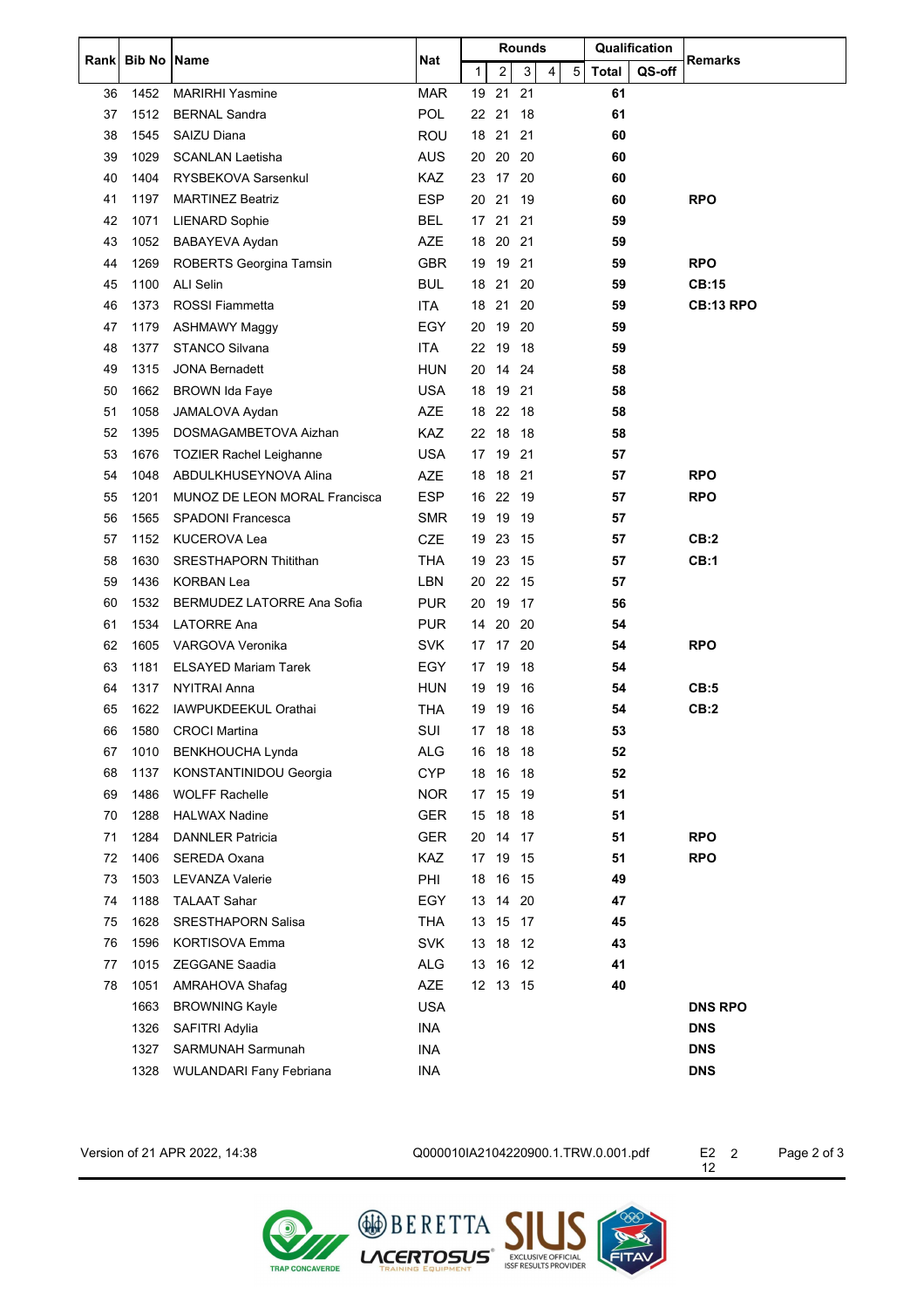| Rank | Bib No | Name | Nat | Rounds | | | | | Qualification | | Remarks |
|---|---|---|---|---|---|---|---|---|---|---|---|
| | | | | 1 | 2 | 3 | 4 | 5 | Total | QS-off | |
| 36 | 1452 | MARIRHI Yasmine | MAR | 19 | 21 | 21 | | | 61 | | |
| 37 | 1512 | BERNAL Sandra | POL | 22 | 21 | 18 | | | 61 | | |
| 38 | 1545 | SAIZU Diana | ROU | 18 | 21 | 21 | | | 60 | | |
| 39 | 1029 | SCANLAN Laetisha | AUS | 20 | 20 | 20 | | | 60 | | |
| 40 | 1404 | RYSBEKOVA Sarsenkul | KAZ | 23 | 17 | 20 | | | 60 | | |
| 41 | 1197 | MARTINEZ Beatriz | ESP | 20 | 21 | 19 | | | 60 | | **RPO** |
| 42 | 1071 | LIENARD Sophie | BEL | 17 | 21 | 21 | | | 59 | | |
| 43 | 1052 | BABAYEVA Aydan | AZE | 18 | 20 | 21 | | | 59 | | |
| 44 | 1269 | ROBERTS Georgina Tamsin | GBR | 19 | 19 | 21 | | | 59 | | **RPO** |
| 45 | 1100 | ALI Selin | BUL | 18 | 21 | 20 | | | 59 | | **CB:15** |
| 46 | 1373 | ROSSI Fiammetta | ITA | 18 | 21 | 20 | | | 59 | | **CB:13 RPO** |
| 47 | 1179 | ASHMAWY Maggy | EGY | 20 | 19 | 20 | | | 59 | | |
| 48 | 1377 | STANCO Silvana | ITA | 22 | 19 | 18 | | | 59 | | |
| 49 | 1315 | JONA Bernadett | HUN | 20 | 14 | 24 | | | 58 | | |
| 50 | 1662 | BROWN Ida Faye | USA | 18 | 19 | 21 | | | 58 | | |
| 51 | 1058 | JAMALOVA Aydan | AZE | 18 | 22 | 18 | | | 58 | | |
| 52 | 1395 | DOSMAGAMBETOVA Aizhan | KAZ | 22 | 18 | 18 | | | 58 | | |
| 53 | 1676 | TOZIER Rachel Leighanne | USA | 17 | 19 | 21 | | | 57 | | |
| 54 | 1048 | ABDULKHUSEYNOVA Alina | AZE | 18 | 18 | 21 | | | 57 | | **RPO** |
| 55 | 1201 | MUNOZ DE LEON MORAL Francisca | ESP | 16 | 22 | 19 | | | 57 | | **RPO** |
| 56 | 1565 | SPADONI Francesca | SMR | 19 | 19 | 19 | | | 57 | | |
| 57 | 1152 | KUCEROVA Lea | CZE | 19 | 23 | 15 | | | 57 | | **CB:2** |
| 58 | 1630 | SRESTHAPORN Thitithan | THA | 19 | 23 | 15 | | | 57 | | **CB:1** |
| 59 | 1436 | KORBAN Lea | LBN | 20 | 22 | 15 | | | 57 | | |
| 60 | 1532 | BERMUDEZ LATORRE Ana Sofia | PUR | 20 | 19 | 17 | | | 56 | | |
| 61 | 1534 | LATORRE Ana | PUR | 14 | 20 | 20 | | | 54 | | |
| 62 | 1605 | VARGOVA Veronika | SVK | 17 | 17 | 20 | | | 54 | | **RPO** |
| 63 | 1181 | ELSAYED Mariam Tarek | EGY | 17 | 19 | 18 | | | 54 | | |
| 64 | 1317 | NYITRAI Anna | HUN | 19 | 19 | 16 | | | 54 | | **CB:5** |
| 65 | 1622 | IAWPUKDEEKUL Orathai | THA | 19 | 19 | 16 | | | 54 | | **CB:2** |
| 66 | 1580 | CROCI Martina | SUI | 17 | 18 | 18 | | | 53 | | |
| 67 | 1010 | BENKHOUCHA Lynda | ALG | 16 | 18 | 18 | | | 52 | | |
| 68 | 1137 | KONSTANTINIDOU Georgia | CYP | 18 | 16 | 18 | | | 52 | | |
| 69 | 1486 | WOLFF Rachelle | NOR | 17 | 15 | 19 | | | 51 | | |
| 70 | 1288 | HALWAX Nadine | GER | 15 | 18 | 18 | | | 51 | | |
| 71 | 1284 | DANNLER Patricia | GER | 20 | 14 | 17 | | | 51 | | **RPO** |
| 72 | 1406 | SEREDA Oxana | KAZ | 17 | 19 | 15 | | | 51 | | **RPO** |
| 73 | 1503 | LEVANZA Valerie | PHI | 18 | 16 | 15 | | | 49 | | |
| 74 | 1188 | TALAAT Sahar | EGY | 13 | 14 | 20 | | | 47 | | |
| 75 | 1628 | SRESTHAPORN Salisa | THA | 13 | 15 | 17 | | | 45 | | |
| 76 | 1596 | KORTISOVA Emma | SVK | 13 | 18 | 12 | | | 43 | | |
| 77 | 1015 | ZEGGANE Saadia | ALG | 13 | 16 | 12 | | | 41 | | |
| 78 | 1051 | AMRAHOVA Shafag | AZE | 12 | 13 | 15 | | | 40 | | |
| | 1663 | BROWNING Kayle | USA | | | | | | | | **DNS RPO** |
| | 1326 | SAFITRI Adylia | INA | | | | | | | | **DNS** |
| | 1327 | SARMUNAH Sarmunah | INA | | | | | | | | **DNS** |
| | 1328 | WULANDARI Fany Febriana | INA | | | | | | | | **DNS** |

Version of 21 APR 2022, 14:38 Q000010IA2104220900.1.TRW.0.001.pdf E2 12 2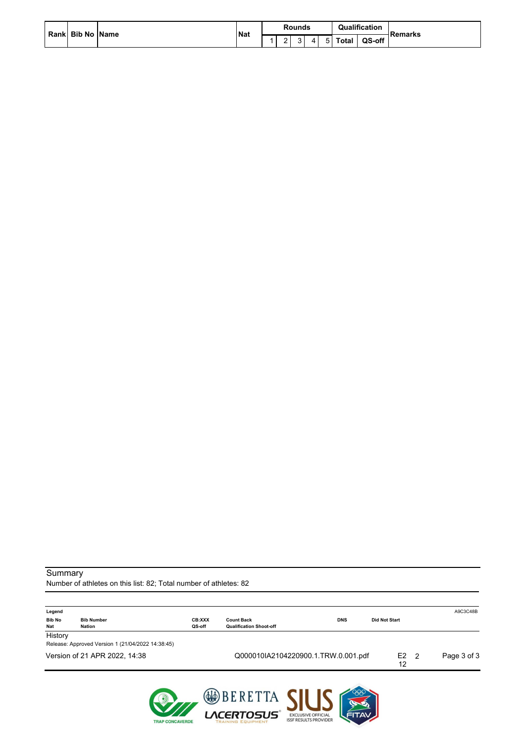| Rank | Bib No | Name | Nat | Rounds | | | | | Qualification | | Remarks |
|---|---|---|---|---|---|---|---|---|---|---|---|
| | | | | 1 | 2 | 3 | 4 | 5 | Total | QS-off | |

## Summary

Number of athletes on this list: 82; Total number of athletes: 82

**Legend**

| | | | | | |
|---|---|---|---|---|---|
| **Bib No** | **Bib Number** | **CB:XXX** | **Count Back** | **DNS** | **Did Not Start** |
| **Nat** | **Nation** | **QS-off** | **Qualification Shoot-off** | | |

A9C3C48B

History

Release: Approved Version 1 (21/04/2022 14:38:45)

Version of 21 APR 2022, 14:38

Q000010IA2104220900.1.TRW.0.001.pdf

E2 2
12